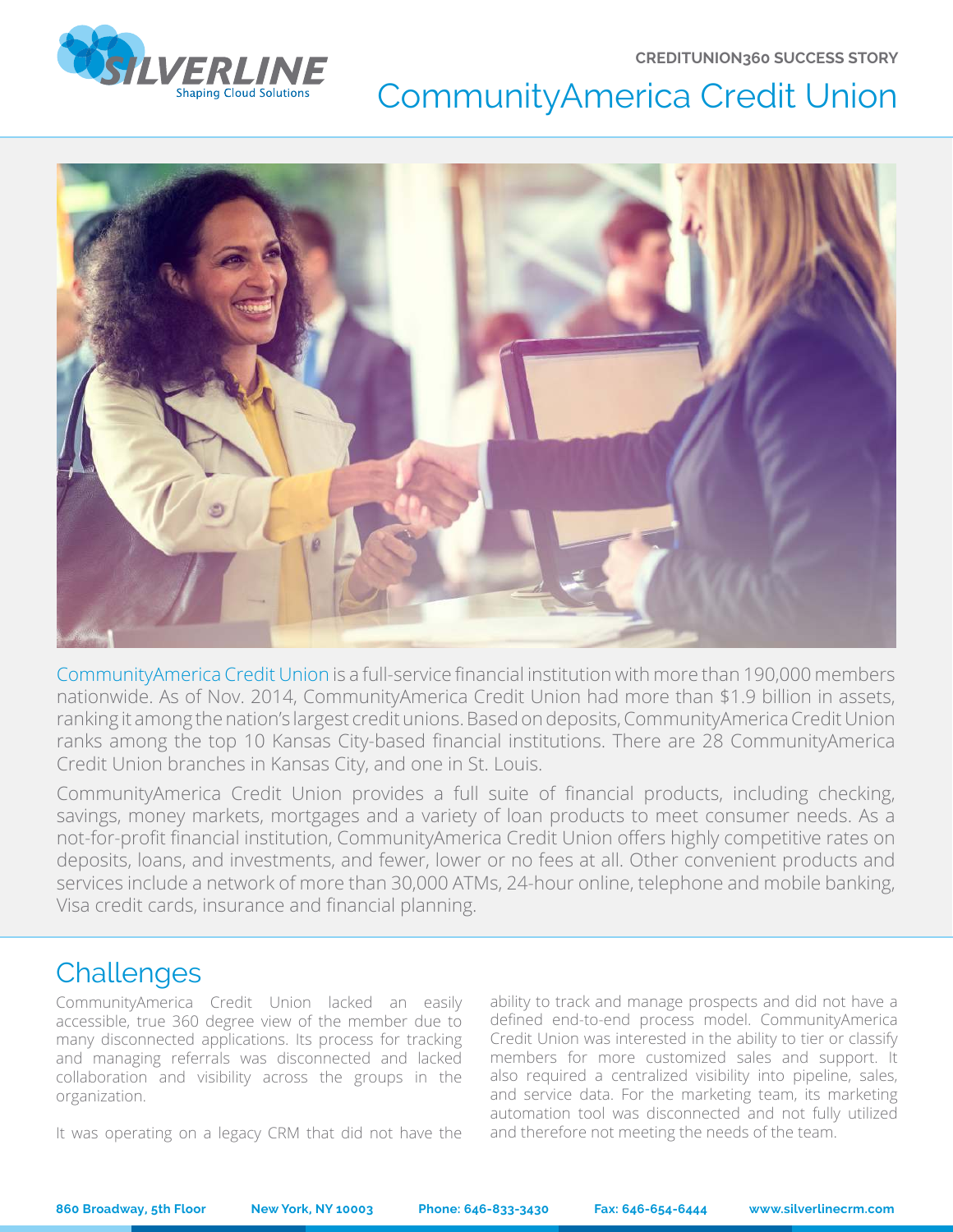CREDITUNION360 SUCCESS STORY

# CommunityAmerica Credit Union

CommunityAmerica Credit Union is a full-service financial institution with more than 190,000 members nationwide. As of Nov. 2014, CommunityAmerica Credit Union had more than $1.9 billion in assets, ranking it among the nation's largest credit unions. Based on deposits, CommunityAmerica Credit Union ranks among the top 10 Kansas City-based financial institutions. There are 28 CommunityAmerica Credit Union branches in Kansas City, and one in St. Louis.

CommunityAmerica Credit Union provides a full suite of financial products, including checking, savings, money markets, mortgages and a variety of loan products to meet consumer needs. As a not-for-profit financial institution, CommunityAmerica Credit Union offers highly competitive rates on deposits, loans, and investments, and fewer, lower or no fees at all. Other convenient products and services include a network of more than 30,000 ATMs, 24-hour online, telephone and mobile banking, Visa credit cards, insurance and financial planning.

## Challenges

CommunityAmerica Credit Union lacked an easily accessible, true 360 degree view of the member due to many disconnected applications. Its process for tracking and managing referrals was disconnected and lacked collaboration and visibility across the groups in the organization.

It was operating on a legacy CRM that did not have the ability to track and manage prospects and did not have a defined end-to-end process model. CommunityAmerica Credit Union was interested in the ability to tier or classify members for more customized sales and support. It also required a centralized visibility into pipeline, sales, and service data. For the marketing team, its marketing automation tool was disconnected and not fully utilized and therefore not meeting the needs of the team.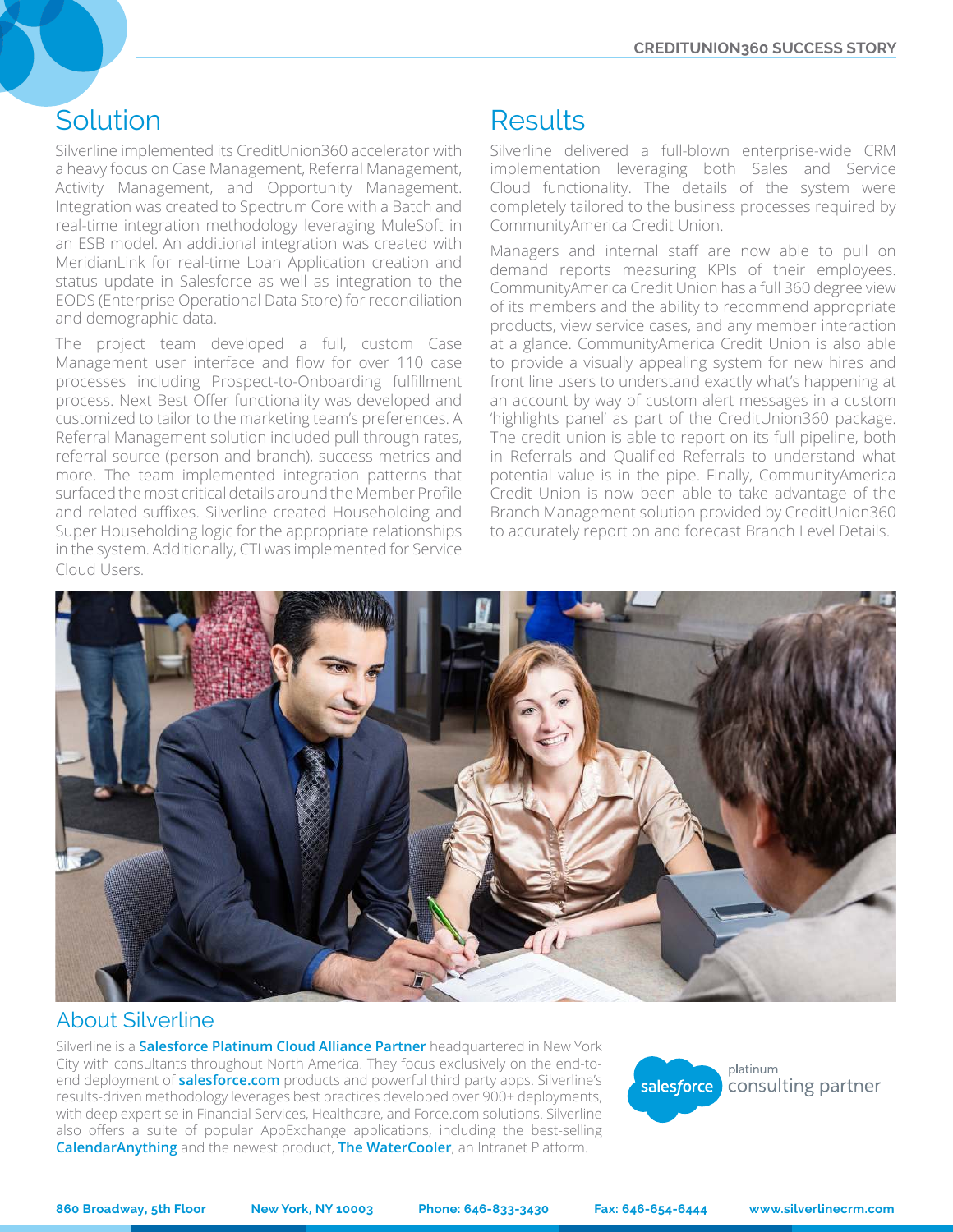## Solution

Silverline implemented its CreditUnion360 accelerator with a heavy focus on Case Management, Referral Management, Activity Management, and Opportunity Management. Integration was created to Spectrum Core with a Batch and real-time integration methodology leveraging MuleSoft in an ESB model. An additional integration was created with MeridianLink for real-time Loan Application creation and status update in Salesforce as well as integration to the EODS (Enterprise Operational Data Store) for reconciliation and demographic data.

The project team developed a full, custom Case Management user interface and flow for over 110 case processes including Prospect-to-Onboarding fulfillment process. Next Best Offer functionality was developed and customized to tailor to the marketing team's preferences. A Referral Management solution included pull through rates, referral source (person and branch), success metrics and more. The team implemented integration patterns that surfaced the most critical details around the Member Profile and related suffixes. Silverline created Householding and Super Householding logic for the appropriate relationships in the system. Additionally, CTI was implemented for Service Cloud Users.

## Results

Silverline delivered a full-blown enterprise-wide CRM implementation leveraging both Sales and Service Cloud functionality. The details of the system were completely tailored to the business processes required by CommunityAmerica Credit Union.

Managers and internal staff are now able to pull on demand reports measuring KPIs of their employees. CommunityAmerica Credit Union has a full 360 degree view of its members and the ability to recommend appropriate products, view service cases, and any member interaction at a glance. CommunityAmerica Credit Union is also able to provide a visually appealing system for new hires and front line users to understand exactly what's happening at an account by way of custom alert messages in a custom 'highlights panel' as part of the CreditUnion360 package. The credit union is able to report on its full pipeline, both in Referrals and Qualified Referrals to understand what potential value is in the pipe. Finally, CommunityAmerica Credit Union is now been able to take advantage of the Branch Management solution provided by CreditUnion360 to accurately report on and forecast Branch Level Details.

## About Silverline

Silverline is a **Salesforce Platinum Cloud Alliance Partner** headquartered in New York City with consultants throughout North America. They focus exclusively on the end-to-end deployment of **salesforce.com** products and powerful third party apps. Silverline's results-driven methodology leverages best practices developed over 900+ deployments, with deep expertise in Financial Services, Healthcare, and Force.com solutions. Silverline also offers a suite of popular AppExchange applications, including the best-selling **CalendarAnything** and the newest product, **The WaterCooler**, an Intranet Platform.

salesforce platinum consulting partner

**860 Broadway, 5th Floor** **New York, NY 10003** **Phone: 646-833-3430** **Fax: 646-654-6444** **www.silverlinecrm.com**